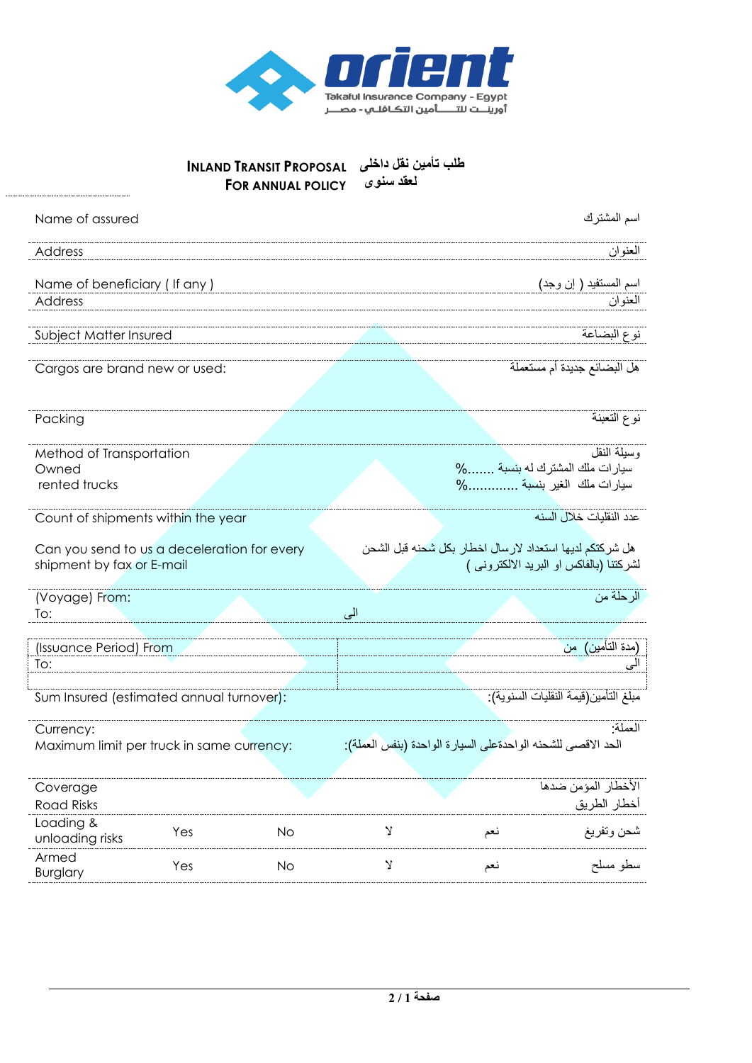Orient
Takaful Insurance Company - Egypt
أورينـــت للتـــــأمين التكـافلـي - مصـــر

# INLAND TRANSIT PROPOSAL طلب تأمين نقل داخلى
## FOR ANNUAL POLICY لعقد سنوى

| | |
|---|---|
| Name of assured | اسم المشترك |
| Address | العنوان |
| Name of beneficiary ( If any ) | اسم المستفيد ( إن وجد) |
| Address | العنوان |
| Subject Matter Insured | نوع البضاعة |
| Cargos are brand new or used: | هل البضائع جديدة أم مستعملة |
| Packing | نوع التعبئة |
| Method of Transportation<br>Owned<br>rented trucks | وسيلة النقل<br>سيارات ملك المشترك له بنسبة .......%<br>سيارات ملك الغير بنسبة ............% |
| Count of shipments within the year | عدد النقليات خلال السنه |
| Can you send to us a deceleration for every shipment by fax or E-mail | هل شركتكم لديها استعداد لارسال اخطار بكل شحنه قبل الشحن لشركتنا (بالفاكس او البريد الالكترونى ) |
| (Voyage) From:<br>To: الى | الرحلة من |
| (Issuance Period) From<br>To: | (مدة التأمين) من<br>الى |
| Sum Insured (estimated annual turnover): | مبلغ التأمين(قيمة النقليات السنوية): |
| Currency:<br>Maximum limit per truck in same currency: | العملة:<br>الحد الاقصى للشحنه الواحدةعلى السيارة الواحدة (بنفس العملة): |

| Coverage | | | | | الأخطار المومن ضدها |
|---|---|---|---|---|---|
| Road Risks | | | | | أخطار الطريق |
| Loading & unloading risks | Yes | No | لا | نعم | شحن وتفريغ |
| Armed Burglary | Yes | No | لا | نعم | سطو مسلح |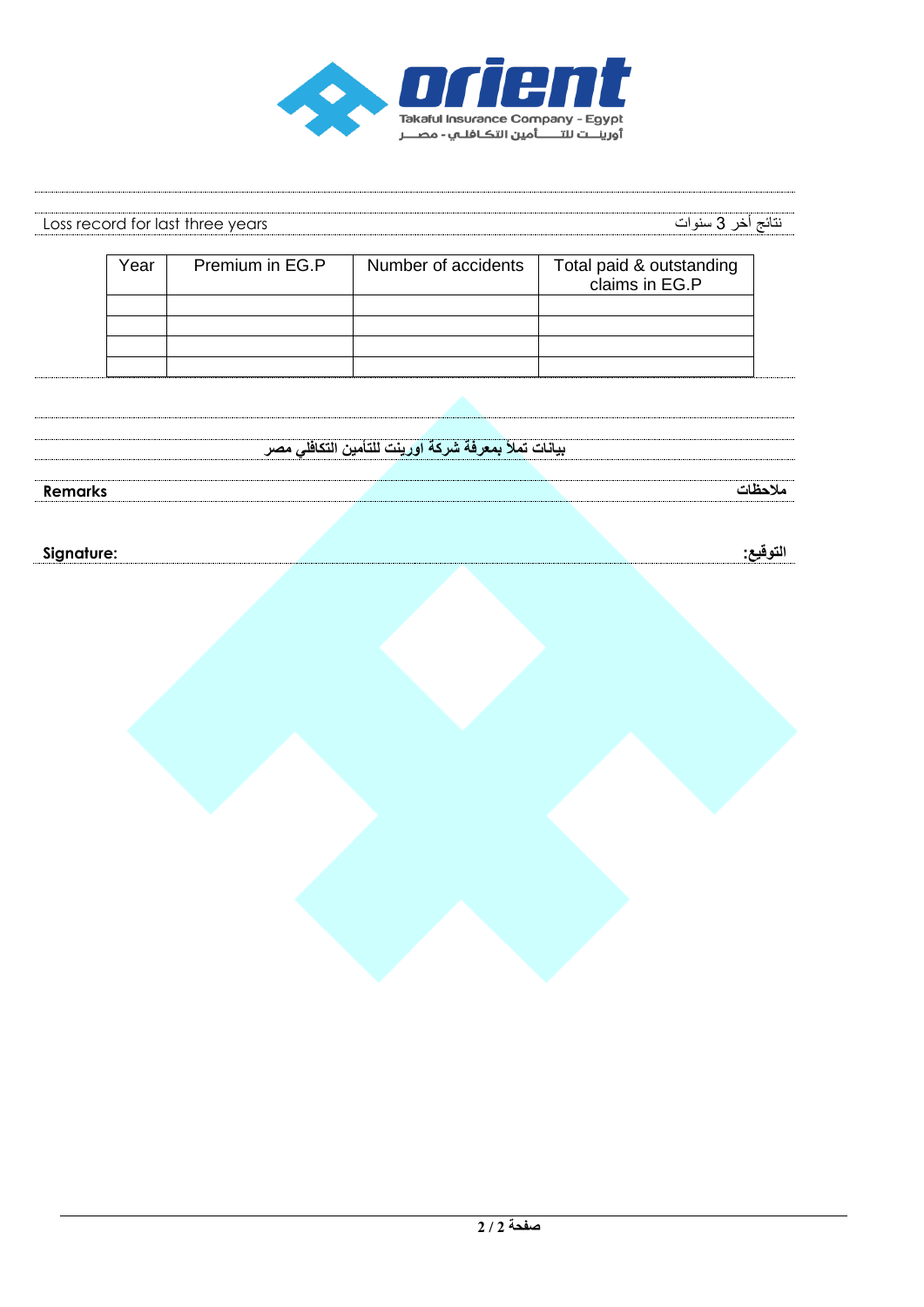Loss record for last three years — نتائج آخر 3 سنوات

| Year | Premium in EG.P | Number of accidents | Total paid & outstanding claims in EG.P |
|---|---|---|---|
| | | | |
| | | | |
| | | | |
| | | | |

**بيانات تملأ بمعرفة شركة اورينت للتأمين التكافلي مصر**

**Remarks** — **ملاحظات**

**Signature:** — **التوقيع:**